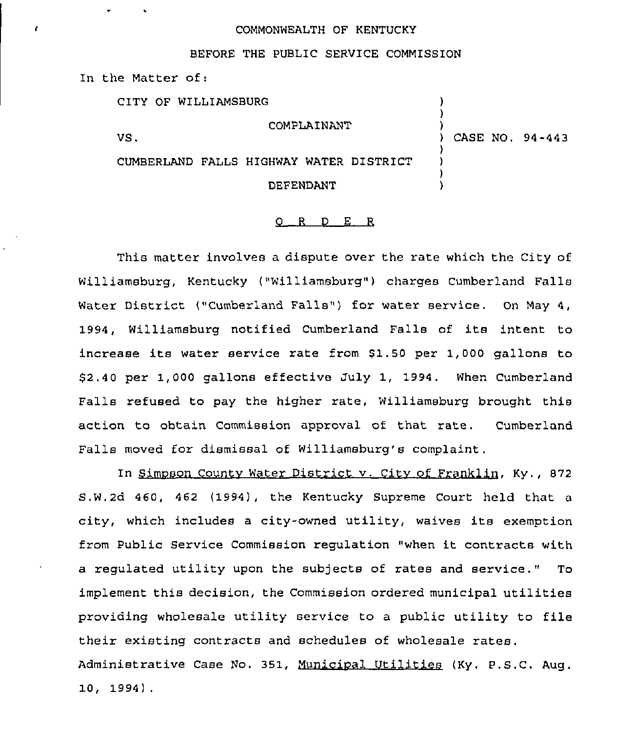COMMONWEALTH OF KENTUCKY

BEFORE THE PUBLIC SERVICE COMMISSION

In the Matter of:

| | | |
|---|---|---|
| CITY OF WILLIAMSBURG | ) | |
| COMPLAINANT | ) | |
| VS. | ) | CASE NO. 94-443 |
| CUMBERLAND FALLS HIGHWAY WATER DISTRICT | ) | |
| DEFENDANT | ) | |

O R D E R

This matter involves a dispute over the rate which the City of Williamsburg, Kentucky ("Williamsburg") charges Cumberland Falls Water District ("Cumberland Falls") for water service. On May 4, 1994, Williamsburg notified Cumberland Falls of its intent to increase its water service rate from $1.50 per 1,000 gallons to $2.40 per 1,000 gallons effective July 1, 1994. When Cumberland Falls refused to pay the higher rate, Williamsburg brought this action to obtain Commission approval of that rate. Cumberland Falls moved for dismissal of Williamsburg's complaint.

In Simpson County Water District v. City of Franklin, Ky., 872 S.W.2d 460, 462 (1994), the Kentucky Supreme Court held that a city, which includes a city-owned utility, waives its exemption from Public Service Commission regulation "when it contracts with a regulated utility upon the subjects of rates and service." To implement this decision, the Commission ordered municipal utilities providing wholesale utility service to a public utility to file their existing contracts and schedules of wholesale rates. Administrative Case No. 351, Municipal Utilities (Ky. P.S.C. Aug. 10, 1994).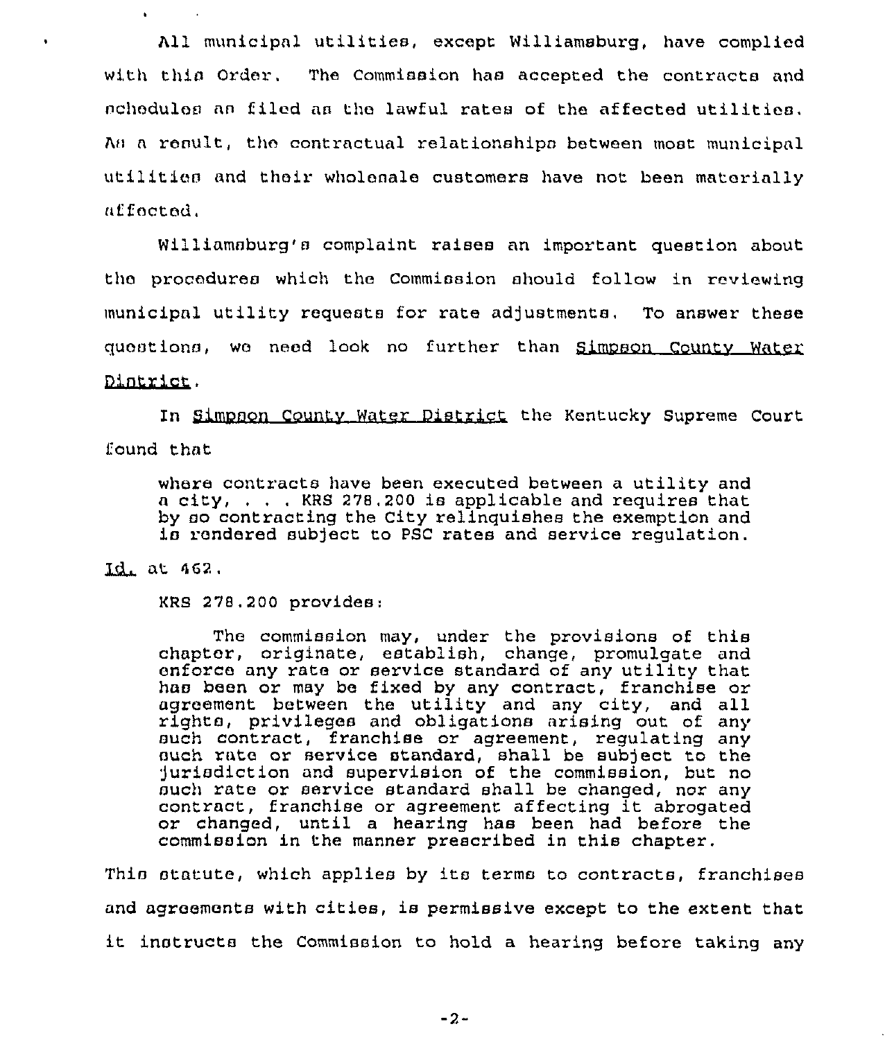All municipal utilities, except Williamsburg, have complied with this Order. The Commission has accepted the contracts and schedules as filed as the lawful rates of the affected utilities. As a result, the contractual relationships between most municipal utilities and their wholesale customers have not been materially affected.

Williamsburg's complaint raises an important question about the procedures which the Commission should follow in reviewing municipal utility requests for rate adjustments. To answer these questions, we need look no further than Simpson County Water District.

In Simpson County Water District the Kentucky Supreme Court found that

> where contracts have been executed between a utility and a city, . . . KRS 278.200 is applicable and requires that by so contracting the City relinquishes the exemption and is rendered subject to PSC rates and service regulation.

Id. at 462.

KRS 278.200 provides:

> The commission may, under the provisions of this chapter, originate, establish, change, promulgate and enforce any rate or service standard of any utility that has been or may be fixed by any contract, franchise or agreement between the utility and any city, and all rights, privileges and obligations arising out of any such contract, franchise or agreement, regulating any such rate or service standard, shall be subject to the jurisdiction and supervision of the commission, but no such rate or service standard shall be changed, nor any contract, franchise or agreement affecting it abrogated or changed, until a hearing has been had before the commission in the manner prescribed in this chapter.

This statute, which applies by its terms to contracts, franchises and agreements with cities, is permissive except to the extent that it instructs the Commission to hold a hearing before taking any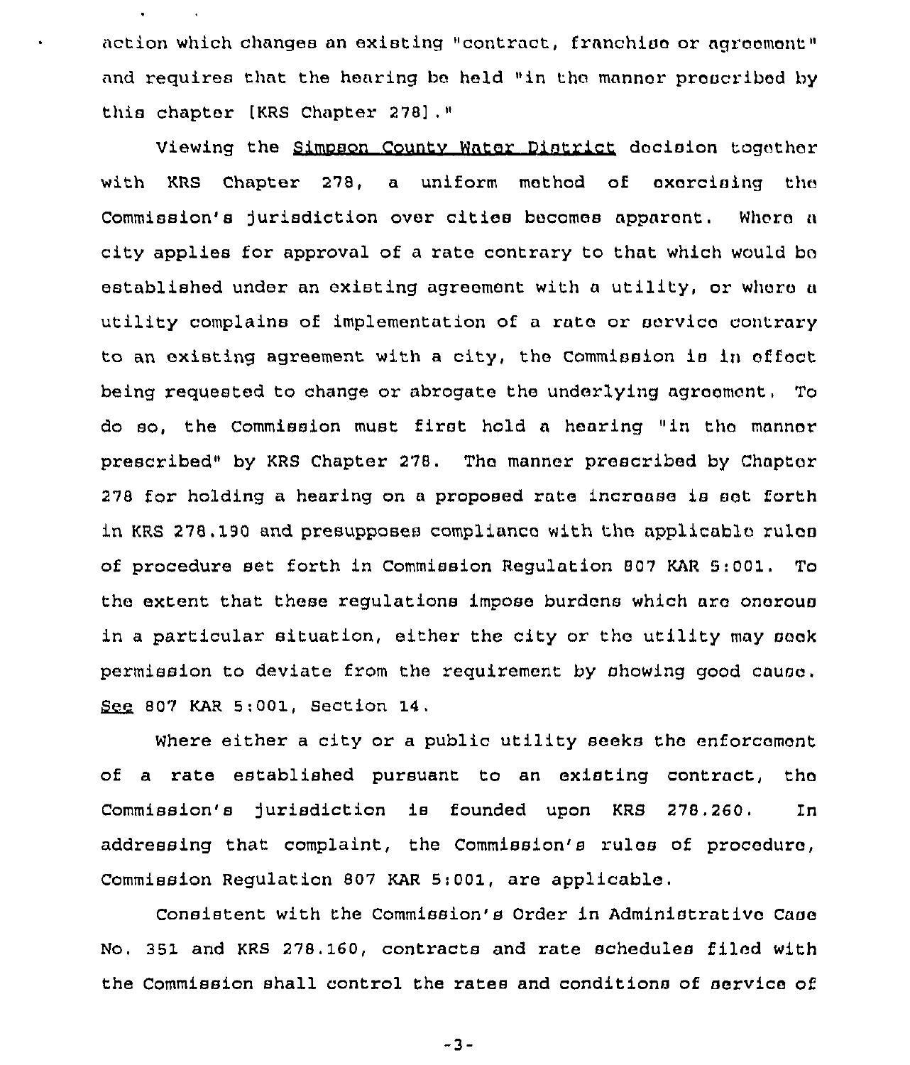action which changes an existing "contract, franchise or agreement" and requires that the hearing be held "in the manner prescribed by this chapter [KRS Chapter 278]."

Viewing the Simpson County Water District decision together with KRS Chapter 278, a uniform method of exercising the Commission's jurisdiction over cities becomes apparent. Where a city applies for approval of a rate contrary to that which would be established under an existing agreement with a utility, or where a utility complains of implementation of a rate or service contrary to an existing agreement with a city, the Commission is in effect being requested to change or abrogate the underlying agreement. To do so, the Commission must first hold a hearing "in the manner prescribed" by KRS Chapter 278. The manner prescribed by Chapter 278 for holding a hearing on a proposed rate increase is set forth in KRS 278.190 and presupposes compliance with the applicable rules of procedure set forth in Commission Regulation 807 KAR 5:001. To the extent that these regulations impose burdens which are onerous in a particular situation, either the city or the utility may seek permission to deviate from the requirement by showing good cause. See 807 KAR 5:001, Section 14.

Where either a city or a public utility seeks the enforcement of a rate established pursuant to an existing contract, the Commission's jurisdiction is founded upon KRS 278.260. In addressing that complaint, the Commission's rules of procedure, Commission Regulation 807 KAR 5:001, are applicable.

Consistent with the Commission's Order in Administrative Case No. 351 and KRS 278.160, contracts and rate schedules filed with the Commission shall control the rates and conditions of service of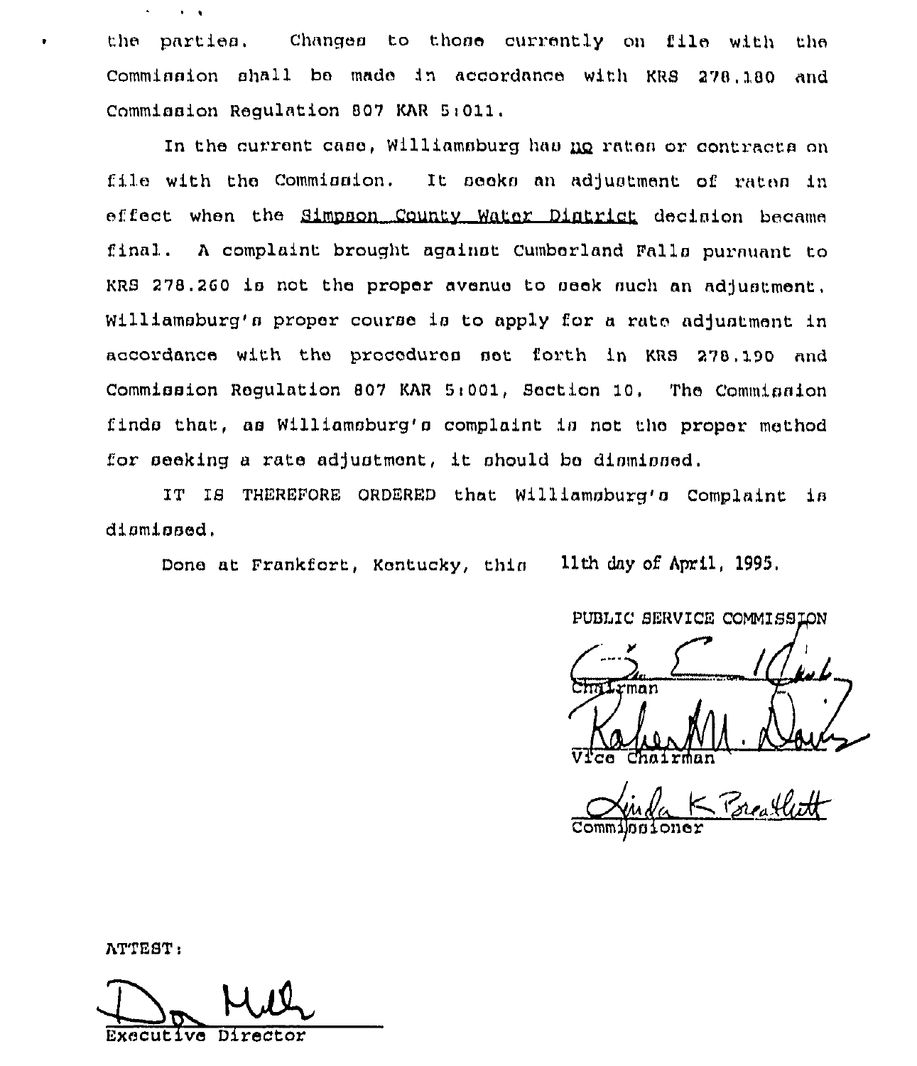the parties. Changes to those currently on file with the Commission shall be made in accordance with KRS 278.180 and Commission Regulation 807 KAR 5:011.

In the current case, Williamsburg has no rates or contracts on file with the Commission. It seeks an adjustment of rates in effect when the Simpson County Water District decision became final. A complaint brought against Cumberland Falls pursuant to KRS 278.260 is not the proper avenue to seek such an adjustment. Williamsburg's proper course is to apply for a rate adjustment in accordance with the procedures set forth in KRS 278.190 and Commission Regulation 807 KAR 5:001, Section 10. The Commission finds that, as Williamsburg's complaint is not the proper method for seeking a rate adjustment, it should be dismissed.

IT IS THEREFORE ORDERED that Williamsburg's Complaint is dismissed.

Done at Frankfort, Kentucky, this 11th day of April, 1995.

PUBLIC SERVICE COMMISSION

Chairman

Vice Chairman

Commissioner

ATTEST:

Executive Director